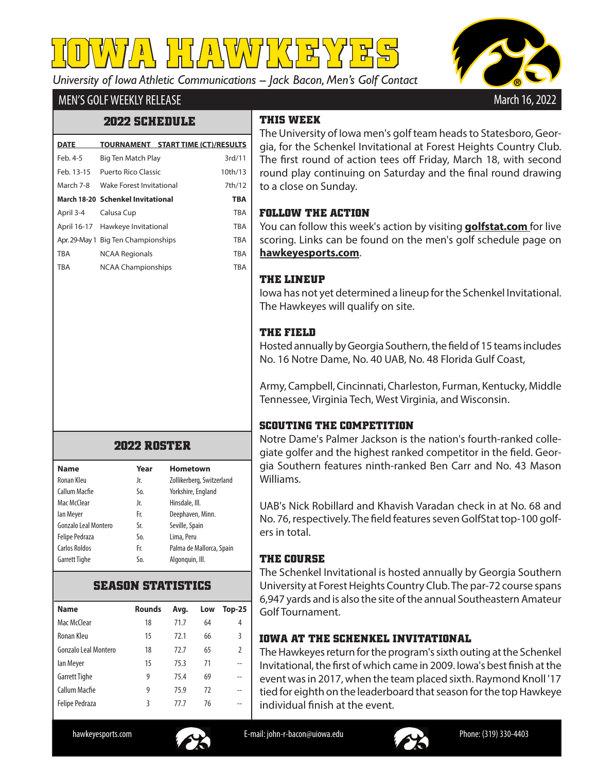# IOWA HAWKEYES

*University of Iowa Athletic Communications -- Jack Bacon, Men's Golf Contact*

MEN'S GOLF WEEKLY RELEASE

March 16, 2022

## 2022 SCHEDULE

| DATE | TOURNAMENT | START TIME (CT)/RESULTS |
|---|---|---|
| Feb. 4-5 | Big Ten Match Play | 3rd/11 |
| Feb. 13-15 | Puerto Rico Classic | 10th/13 |
| March 7-8 | Wake Forest Invitational | 7th/12 |
| **March 18-20** | **Schenkel Invitational** | **TBA** |
| April 3-4 | Calusa Cup | TBA |
| April 16-17 | Hawkeye Invitational | TBA |
| Apr. 29-May 1 | Big Ten Championships | TBA |
| TBA | NCAA Regionals | TBA |
| TBA | NCAA Championships | TBA |

## 2022 ROSTER

| Name | Year | Hometown |
|---|---|---|
| Ronan Kleu | Jr. | Zollikerberg, Switzerland |
| Callum Macfie | So. | Yorkshire, England |
| Mac McClear | Jr. | Hinsdale, Ill. |
| Ian Meyer | Fr. | Deephaven, Minn. |
| Gonzalo Leal Montero | Sr. | Seville, Spain |
| Felipe Pedraza | So. | Lima, Peru |
| Carlos Roldos | Fr. | Palma de Mallorca, Spain |
| Garrett Tighe | So. | Algonquin, Ill. |

## SEASON STATISTICS

| Name | Rounds | Avg. | Low | Top-25 |
|---|---|---|---|---|
| Mac McClear | 18 | 71.7 | 64 | 4 |
| Ronan Kleu | 15 | 72.1 | 66 | 3 |
| Gonzalo Leal Montero | 18 | 72.7 | 65 | 2 |
| Ian Meyer | 15 | 75.3 | 71 | -- |
| Garrett Tighe | 9 | 75.4 | 69 | -- |
| Callum Macfie | 9 | 75.9 | 72 | -- |
| Felipe Pedraza | 3 | 77.7 | 76 | -- |

## THIS WEEK

The University of Iowa men's golf team heads to Statesboro, Georgia, for the Schenkel Invitational at Forest Heights Country Club. The first round of action tees off Friday, March 18, with second round play continuing on Saturday and the final round drawing to a close on Sunday.

## FOLLOW THE ACTION

You can follow this week's action by visiting **golfstat.com** for live scoring. Links can be found on the men's golf schedule page on **hawkeyesports.com**.

## THE LINEUP

Iowa has not yet determined a lineup for the Schenkel Invitational. The Hawkeyes will qualify on site.

## THE FIELD

Hosted annually by Georgia Southern, the field of 15 teams includes No. 16 Notre Dame, No. 40 UAB, No. 48 Florida Gulf Coast,

Army, Campbell, Cincinnati, Charleston, Furman, Kentucky, Middle Tennessee, Virginia Tech, West Virginia, and Wisconsin.

## SCOUTING THE COMPETITION

Notre Dame's Palmer Jackson is the nation's fourth-ranked collegiate golfer and the highest ranked competitor in the field. Georgia Southern features ninth-ranked Ben Carr and No. 43 Mason Williams.

UAB's Nick Robillard and Khavish Varadan check in at No. 68 and No. 76, respectively. The field features seven GolfStat top-100 golfers in total.

## THE COURSE

The Schenkel Invitational is hosted annually by Georgia Southern University at Forest Heights Country Club. The par-72 course spans 6,947 yards and is also the site of the annual Southeastern Amateur Golf Tournament.

## IOWA AT THE SCHENKEL INVITATIONAL

The Hawkeyes return for the program's sixth outing at the Schenkel Invitational, the first of which came in 2009. Iowa's best finish at the event was in 2017, when the team placed sixth. Raymond Knoll '17 tied for eighth on the leaderboard that season for the top Hawkeye individual finish at the event.

hawkeyesports.com | E-mail: john-r-bacon@uiowa.edu | Phone: (319) 330-4403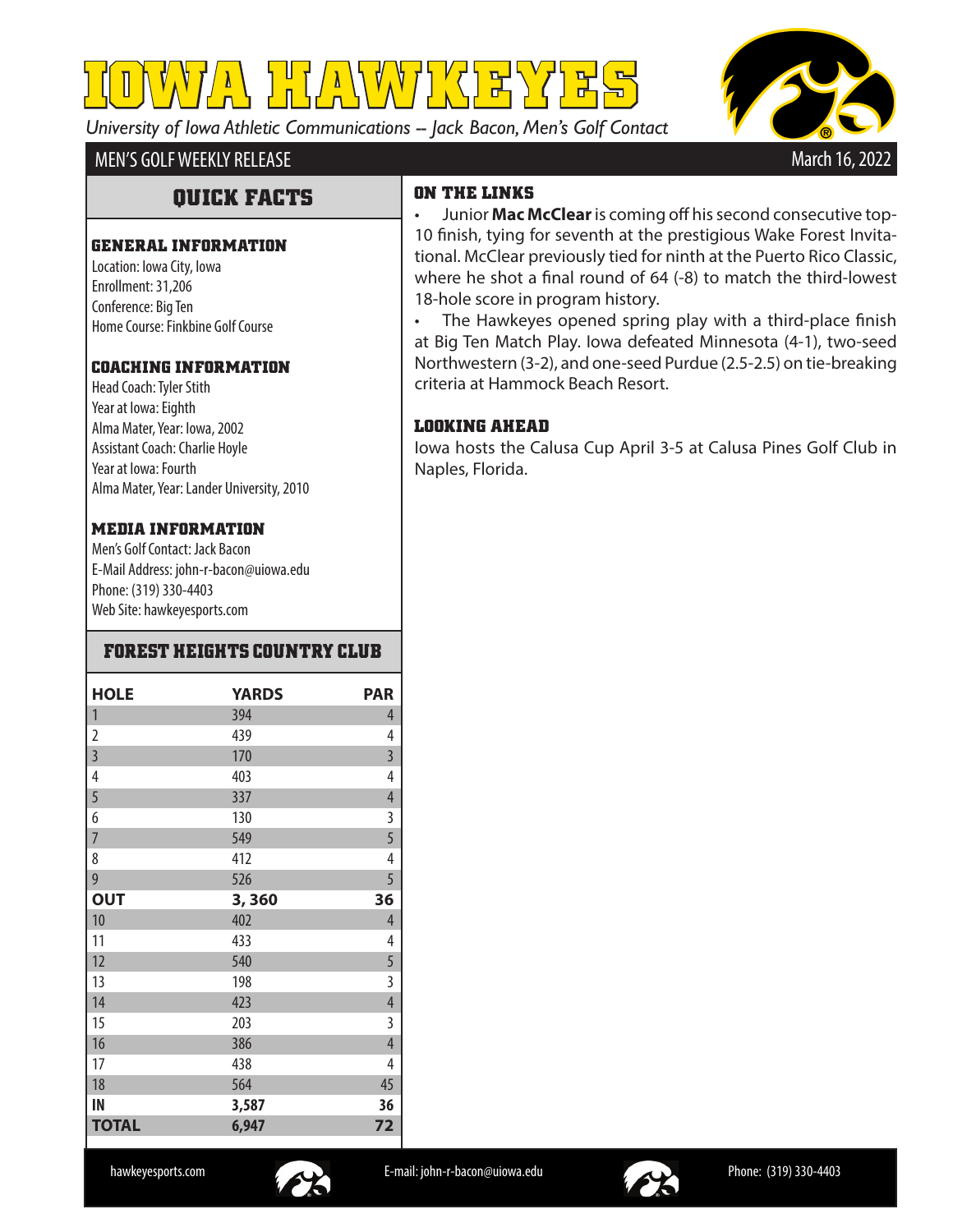# IOWA HAWKEYES

*University of Iowa Athletic Communications -- Jack Bacon, Men's Golf Contact*

MEN'S GOLF WEEKLY RELEASE

March 16, 2022

## QUICK FACTS

### GENERAL INFORMATION

Location: Iowa City, Iowa
Enrollment: 31,206
Conference: Big Ten
Home Course: Finkbine Golf Course

### COACHING INFORMATION

Head Coach: Tyler Stith
Year at Iowa: Eighth
Alma Mater, Year: Iowa, 2002
Assistant Coach: Charlie Hoyle
Year at Iowa: Fourth
Alma Mater, Year: Lander University, 2010

### MEDIA INFORMATION

Men's Golf Contact: Jack Bacon
E-Mail Address: john-r-bacon@uiowa.edu
Phone: (319) 330-4403
Web Site: hawkeyesports.com

## FOREST HEIGHTS COUNTRY CLUB

| HOLE | YARDS | PAR |
|---|---|---|
| 1 | 394 | 4 |
| 2 | 439 | 4 |
| 3 | 170 | 3 |
| 4 | 403 | 4 |
| 5 | 337 | 4 |
| 6 | 130 | 3 |
| 7 | 549 | 5 |
| 8 | 412 | 4 |
| 9 | 526 | 5 |
| **OUT** | **3, 360** | **36** |
| 10 | 402 | 4 |
| 11 | 433 | 4 |
| 12 | 540 | 5 |
| 13 | 198 | 3 |
| 14 | 423 | 4 |
| 15 | 203 | 3 |
| 16 | 386 | 4 |
| 17 | 438 | 4 |
| 18 | 564 | 45 |
| **IN** | **3,587** | **36** |
| **TOTAL** | **6,947** | **72** |

## ON THE LINKS

- Junior **Mac McClear** is coming off his second consecutive top-10 finish, tying for seventh at the prestigious Wake Forest Invitational. McClear previously tied for ninth at the Puerto Rico Classic, where he shot a final round of 64 (-8) to match the third-lowest 18-hole score in program history.
- The Hawkeyes opened spring play with a third-place finish at Big Ten Match Play. Iowa defeated Minnesota (4-1), two-seed Northwestern (3-2), and one-seed Purdue (2.5-2.5) on tie-breaking criteria at Hammock Beach Resort.

## LOOKING AHEAD

Iowa hosts the Calusa Cup April 3-5 at Calusa Pines Golf Club in Naples, Florida.

hawkeyesports.com E-mail: john-r-bacon@uiowa.edu Phone: (319) 330-4403